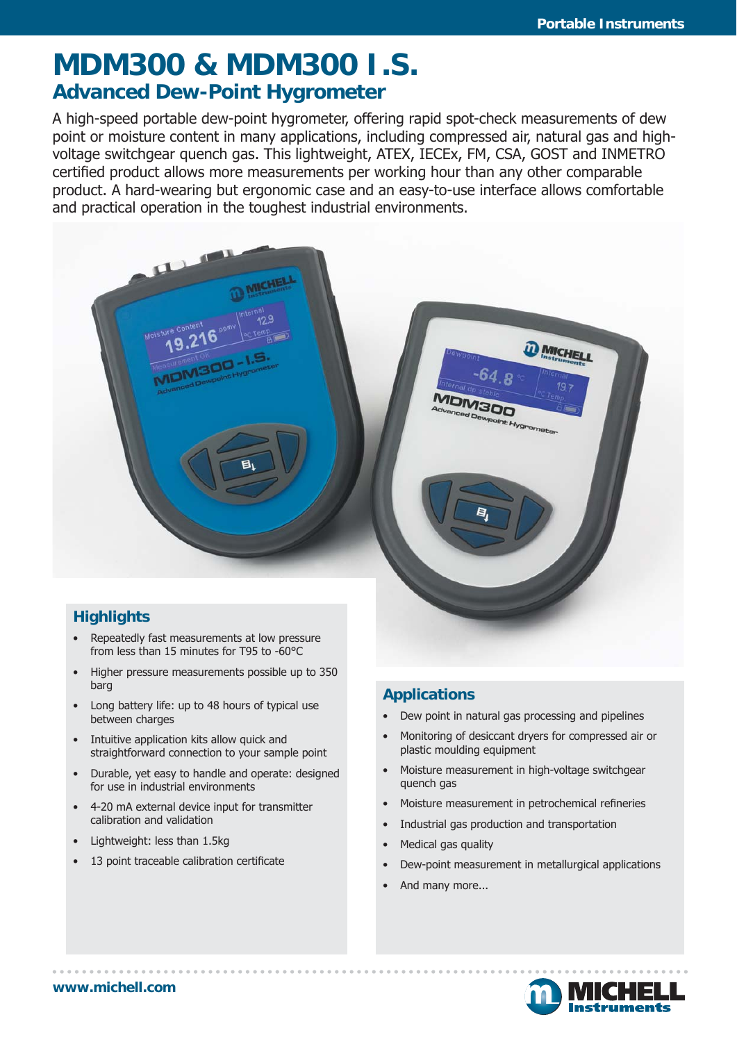# MDM300 & MDM300 I.S.

## Advanced Dew-Point Hygrometer

A high-speed portable dew-point hygrometer, offering rapid spot-check measurements of dew point or moisture content in many applications, including compressed air, natural gas and high-voltage switchgear quench gas. This lightweight, ATEX, IECEx, FM, CSA, GOST and INMETRO certified product allows more measurements per working hour than any other comparable product. A hard-wearing but ergonomic case and an easy-to-use interface allows comfortable and practical operation in the toughest industrial environments.

### Highlights

- Repeatedly fast measurements at low pressure from less than 15 minutes for T95 to -60°C
- Higher pressure measurements possible up to 350 barg
- Long battery life: up to 48 hours of typical use between charges
- Intuitive application kits allow quick and straightforward connection to your sample point
- Durable, yet easy to handle and operate: designed for use in industrial environments
- 4-20 mA external device input for transmitter calibration and validation
- Lightweight: less than 1.5kg
- 13 point traceable calibration certificate

### Applications

- Dew point in natural gas processing and pipelines
- Monitoring of desiccant dryers for compressed air or plastic moulding equipment
- Moisture measurement in high-voltage switchgear quench gas
- Moisture measurement in petrochemical refineries
- Industrial gas production and transportation
- Medical gas quality
- Dew-point measurement in metallurgical applications
- And many more...

www.michell.com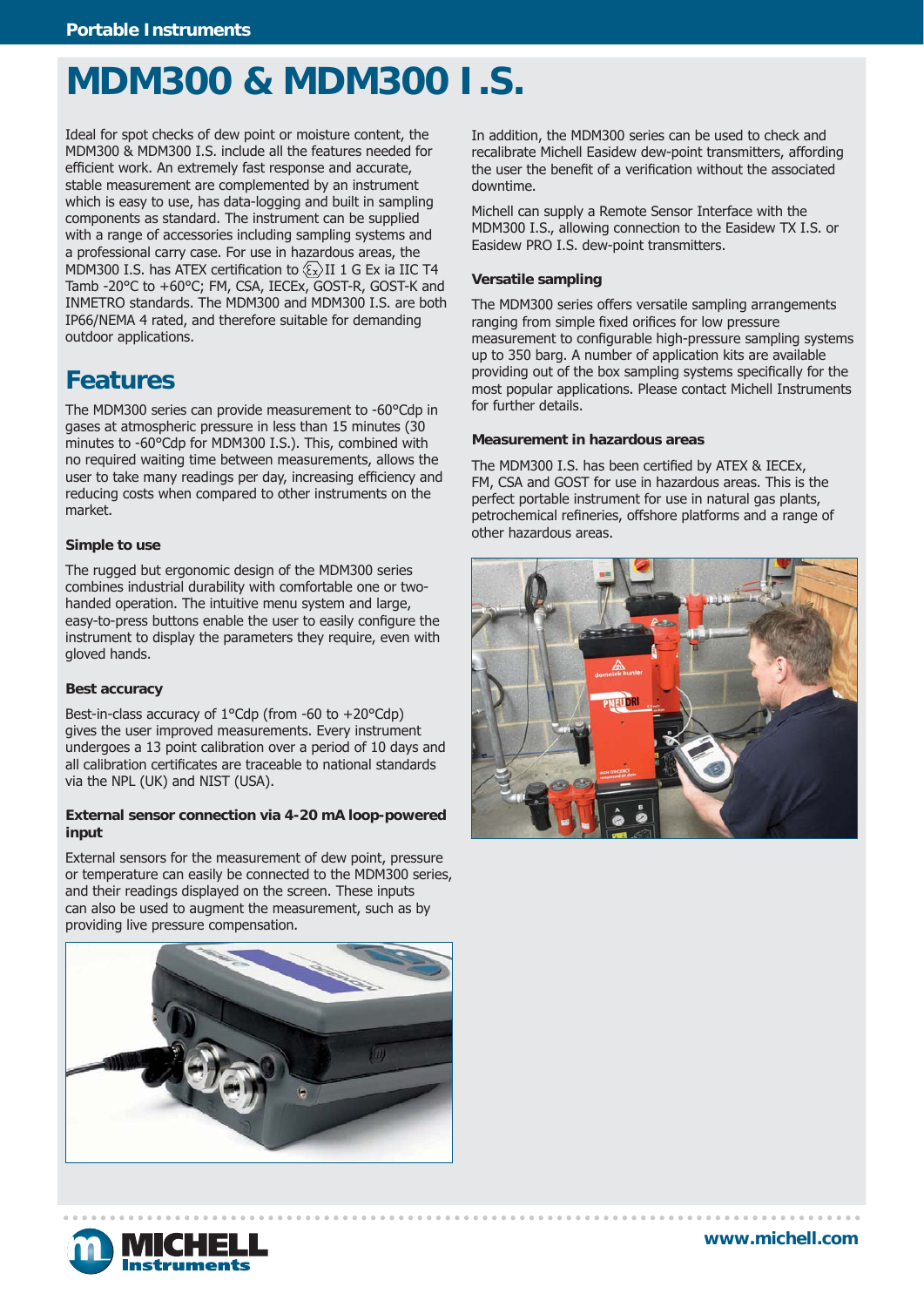# MDM300 & MDM300 I.S.

Ideal for spot checks of dew point or moisture content, the MDM300 & MDM300 I.S. include all the features needed for efficient work. An extremely fast response and accurate, stable measurement are complemented by an instrument which is easy to use, has data-logging and built in sampling components as standard. The instrument can be supplied with a range of accessories including sampling systems and a professional carry case. For use in hazardous areas, the MDM300 I.S. has ATEX certification to Ex II 1 G Ex ia IIC T4 Tamb -20°C to +60°C; FM, CSA, IECEx, GOST-R, GOST-K and INMETRO standards. The MDM300 and MDM300 I.S. are both IP66/NEMA 4 rated, and therefore suitable for demanding outdoor applications.

## Features

The MDM300 series can provide measurement to -60°Cdp in gases at atmospheric pressure in less than 15 minutes (30 minutes to -60°Cdp for MDM300 I.S.). This, combined with no required waiting time between measurements, allows the user to take many readings per day, increasing efficiency and reducing costs when compared to other instruments on the market.

### Simple to use

The rugged but ergonomic design of the MDM300 series combines industrial durability with comfortable one or two-handed operation. The intuitive menu system and large, easy-to-press buttons enable the user to easily configure the instrument to display the parameters they require, even with gloved hands.

### Best accuracy

Best-in-class accuracy of 1°Cdp (from -60 to +20°Cdp) gives the user improved measurements. Every instrument undergoes a 13 point calibration over a period of 10 days and all calibration certificates are traceable to national standards via the NPL (UK) and NIST (USA).

### External sensor connection via 4-20 mA loop-powered input

External sensors for the measurement of dew point, pressure or temperature can easily be connected to the MDM300 series, and their readings displayed on the screen. These inputs can also be used to augment the measurement, such as by providing live pressure compensation.

In addition, the MDM300 series can be used to check and recalibrate Michell Easidew dew-point transmitters, affording the user the benefit of a verification without the associated downtime.

Michell can supply a Remote Sensor Interface with the MDM300 I.S., allowing connection to the Easidew TX I.S. or Easidew PRO I.S. dew-point transmitters.

### Versatile sampling

The MDM300 series offers versatile sampling arrangements ranging from simple fixed orifices for low pressure measurement to configurable high-pressure sampling systems up to 350 barg. A number of application kits are available providing out of the box sampling systems specifically for the most popular applications. Please contact Michell Instruments for further details.

### Measurement in hazardous areas

The MDM300 I.S. has been certified by ATEX & IECEx, FM, CSA and GOST for use in hazardous areas. This is the perfect portable instrument for use in natural gas plants, petrochemical refineries, offshore platforms and a range of other hazardous areas.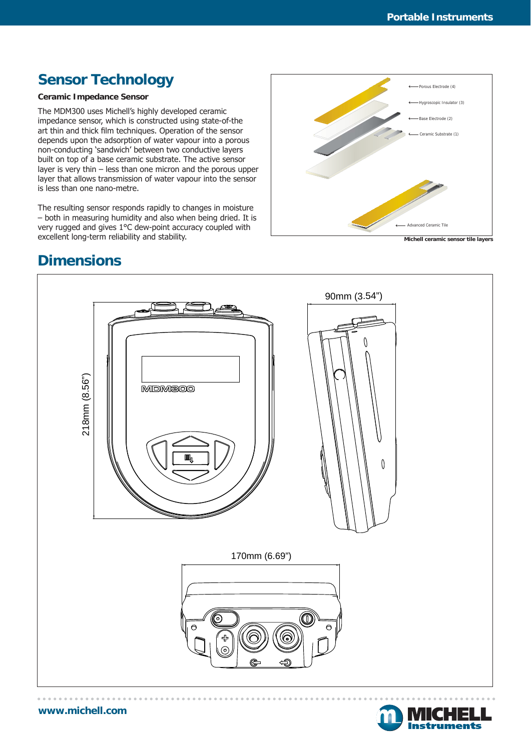## Sensor Technology

### Ceramic Impedance Sensor

The MDM300 uses Michell's highly developed ceramic impedance sensor, which is constructed using state-of-the art thin and thick film techniques. Operation of the sensor depends upon the adsorption of water vapour into a porous non-conducting 'sandwich' between two conductive layers built on top of a base ceramic substrate. The active sensor layer is very thin – less than one micron and the porous upper layer that allows transmission of water vapour into the sensor is less than one nano-metre.

The resulting sensor responds rapidly to changes in moisture – both in measuring humidity and also when being dried. It is very rugged and gives 1°C dew-point accuracy coupled with excellent long-term reliability and stability.

Porous Electrode (4)
Hygroscopic Insulator (3)
Base Electrode (2)
Ceramic Substrate (1)
Advanced Ceramic Tile

**Michell ceramic sensor tile layers**

## Dimensions

218mm (8.56")

90mm (3.54")

170mm (6.69")

MDM300

www.michell.com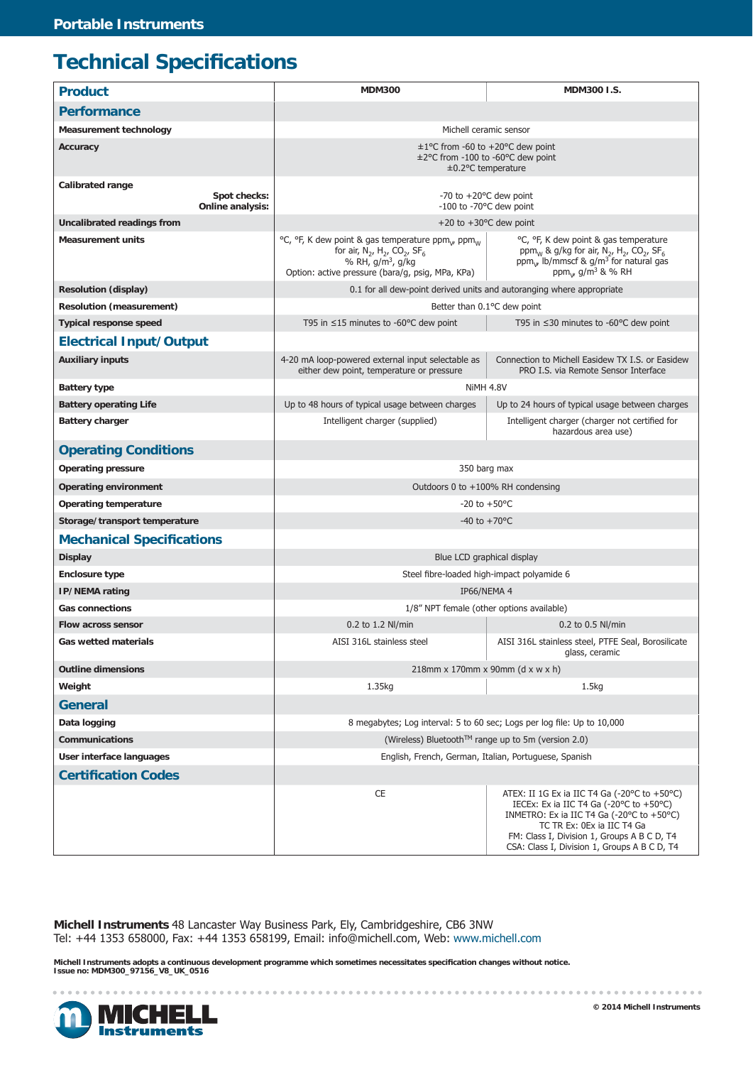## Technical Specifications

| Product | MDM300 | MDM300 I.S. |
|---|---|---|
| **Performance** | | |
| Measurement technology | Michell ceramic sensor | |
| Accuracy | ±1°C from -60 to +20°C dew point<br>±2°C from -100 to -60°C dew point<br>±0.2°C temperature | |
| Calibrated range<br>Spot checks:<br>Online analysis: | -70 to +20°C dew point<br>-100 to -70°C dew point | |
| Uncalibrated readings from | +20 to +30°C dew point | |
| Measurement units | °C, °F, K dew point & gas temperature $ppm_V$, $ppm_W$ for air, $N_2$, $H_2$, $CO_2$, $SF_6$<br>% RH, $g/m^3$, g/kg<br>Option: active pressure (bara/g, psig, MPa, KPa) | °C, °F, K dew point & gas temperature $ppm_W$ & g/kg for air, $N_2$, $H_2$, $CO_2$, $SF_6$<br>$ppm_V$, lb/mmscf & $g/m^3$ for natural gas<br>$ppm_V$, $g/m^3$ & % RH |
| Resolution (display) | 0.1 for all dew-point derived units and autoranging where appropriate | |
| Resolution (measurement) | Better than 0.1°C dew point | |
| Typical response speed | T95 in ≤15 minutes to -60°C dew point | T95 in ≤30 minutes to -60°C dew point |
| **Electrical Input/Output** | | |
| Auxiliary inputs | 4-20 mA loop-powered external input selectable as either dew point, temperature or pressure | Connection to Michell Easidew TX I.S. or Easidew PRO I.S. via Remote Sensor Interface |
| Battery type | NiMH 4.8V | |
| Battery operating Life | Up to 48 hours of typical usage between charges | Up to 24 hours of typical usage between charges |
| Battery charger | Intelligent charger (supplied) | Intelligent charger (charger not certified for hazardous area use) |
| **Operating Conditions** | | |
| Operating pressure | 350 barg max | |
| Operating environment | Outdoors 0 to +100% RH condensing | |
| Operating temperature | -20 to +50°C | |
| Storage/transport temperature | -40 to +70°C | |
| **Mechanical Specifications** | | |
| Display | Blue LCD graphical display | |
| Enclosure type | Steel fibre-loaded high-impact polyamide 6 | |
| IP/NEMA rating | IP66/NEMA 4 | |
| Gas connections | 1/8" NPT female (other options available) | |
| Flow across sensor | 0.2 to 1.2 Nl/min | 0.2 to 0.5 Nl/min |
| Gas wetted materials | AISI 316L stainless steel | AISI 316L stainless steel, PTFE Seal, Borosilicate glass, ceramic |
| Outline dimensions | 218mm x 170mm x 90mm (d x w x h) | |
| Weight | 1.35kg | 1.5kg |
| **General** | | |
| Data logging | 8 megabytes; Log interval: 5 to 60 sec; Logs per log file: Up to 10,000 | |
| Communications | (Wireless) Bluetooth™ range up to 5m (version 2.0) | |
| User interface languages | English, French, German, Italian, Portuguese, Spanish | |
| **Certification Codes** | | |
| | CE | ATEX: II 1G Ex ia IIC T4 Ga (-20°C to +50°C)<br>IECEx: Ex ia IIC T4 Ga (-20°C to +50°C)<br>INMETRO: Ex ia IIC T4 Ga (-20°C to +50°C)<br>TC TR Ex: 0Ex ia IIC T4 Ga<br>FM: Class I, Division 1, Groups A B C D, T4<br>CSA: Class I, Division 1, Groups A B C D, T4 |

**Michell Instruments** 48 Lancaster Way Business Park, Ely, Cambridgeshire, CB6 3NW
Tel: +44 1353 658000, Fax: +44 1353 658199, Email: info@michell.com, Web: www.michell.com

**Michell Instruments adopts a continuous development programme which sometimes necessitates specification changes without notice.**
**Issue no: MDM300_97156_V8_UK_0516**

© 2014 Michell Instruments